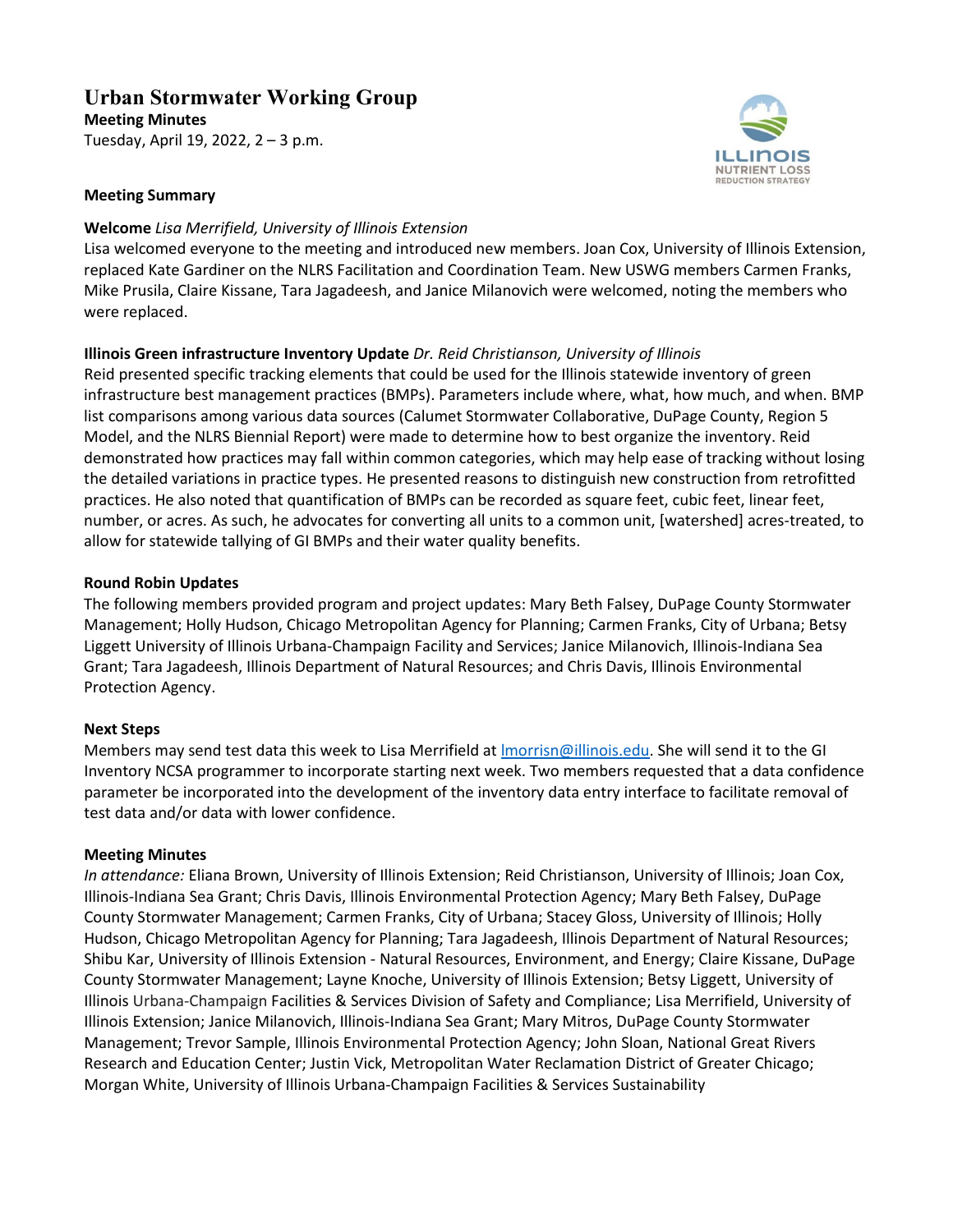# Urban Stormwater Working Group

**Meeting Minutes**

Tuesday, April 19, 2022, 2 – 3 p.m.

## Meeting Summary

**Welcome** *Lisa Merrifield, University of Illinois Extension*

Lisa welcomed everyone to the meeting and introduced new members. Joan Cox, University of Illinois Extension, replaced Kate Gardiner on the NLRS Facilitation and Coordination Team. New USWG members Carmen Franks, Mike Prusila, Claire Kissane, Tara Jagadeesh, and Janice Milanovich were welcomed, noting the members who were replaced.

**Illinois Green infrastructure Inventory Update** *Dr. Reid Christianson, University of Illinois*

Reid presented specific tracking elements that could be used for the Illinois statewide inventory of green infrastructure best management practices (BMPs). Parameters include where, what, how much, and when. BMP list comparisons among various data sources (Calumet Stormwater Collaborative, DuPage County, Region 5 Model, and the NLRS Biennial Report) were made to determine how to best organize the inventory. Reid demonstrated how practices may fall within common categories, which may help ease of tracking without losing the detailed variations in practice types. He presented reasons to distinguish new construction from retrofitted practices. He also noted that quantification of BMPs can be recorded as square feet, cubic feet, linear feet, number, or acres. As such, he advocates for converting all units to a common unit, [watershed] acres-treated, to allow for statewide tallying of GI BMPs and their water quality benefits.

**Round Robin Updates**

The following members provided program and project updates: Mary Beth Falsey, DuPage County Stormwater Management; Holly Hudson, Chicago Metropolitan Agency for Planning; Carmen Franks, City of Urbana; Betsy Liggett University of Illinois Urbana-Champaign Facility and Services; Janice Milanovich, Illinois-Indiana Sea Grant; Tara Jagadeesh, Illinois Department of Natural Resources; and Chris Davis, Illinois Environmental Protection Agency.

**Next Steps**

Members may send test data this week to Lisa Merrifield at lmorrisn@illinois.edu. She will send it to the GI Inventory NCSA programmer to incorporate starting next week. Two members requested that a data confidence parameter be incorporated into the development of the inventory data entry interface to facilitate removal of test data and/or data with lower confidence.

## Meeting Minutes

*In attendance:* Eliana Brown, University of Illinois Extension; Reid Christianson, University of Illinois; Joan Cox, Illinois-Indiana Sea Grant; Chris Davis, Illinois Environmental Protection Agency; Mary Beth Falsey, DuPage County Stormwater Management; Carmen Franks, City of Urbana; Stacey Gloss, University of Illinois; Holly Hudson, Chicago Metropolitan Agency for Planning; Tara Jagadeesh, Illinois Department of Natural Resources; Shibu Kar, University of Illinois Extension - Natural Resources, Environment, and Energy; Claire Kissane, DuPage County Stormwater Management; Layne Knoche, University of Illinois Extension; Betsy Liggett, University of Illinois Urbana-Champaign Facilities & Services Division of Safety and Compliance; Lisa Merrifield, University of Illinois Extension; Janice Milanovich, Illinois-Indiana Sea Grant; Mary Mitros, DuPage County Stormwater Management; Trevor Sample, Illinois Environmental Protection Agency; John Sloan, National Great Rivers Research and Education Center; Justin Vick, Metropolitan Water Reclamation District of Greater Chicago; Morgan White, University of Illinois Urbana-Champaign Facilities & Services Sustainability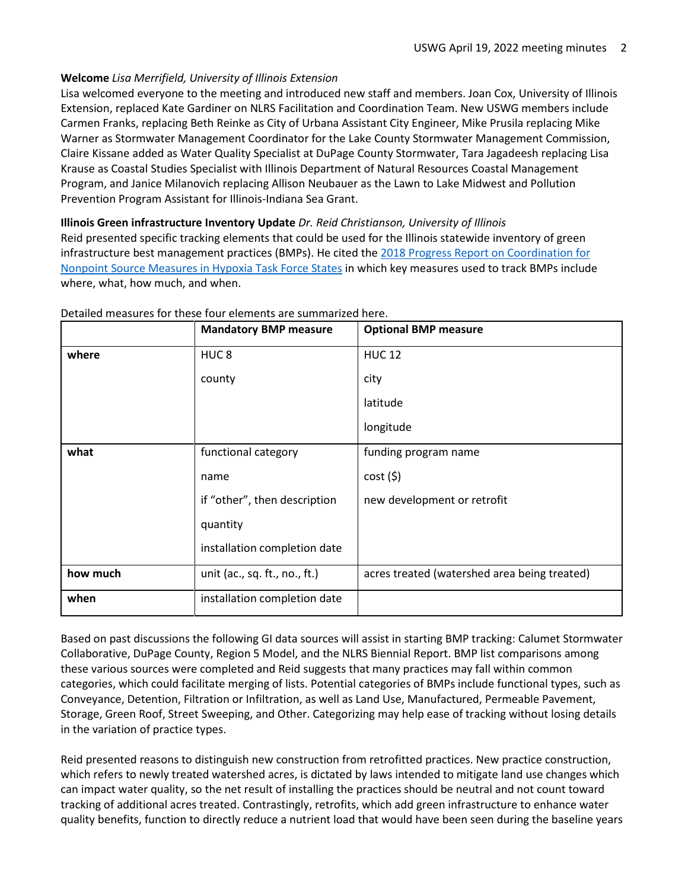**Welcome** *Lisa Merrifield, University of Illinois Extension*

Lisa welcomed everyone to the meeting and introduced new staff and members. Joan Cox, University of Illinois Extension, replaced Kate Gardiner on NLRS Facilitation and Coordination Team. New USWG members include Carmen Franks, replacing Beth Reinke as City of Urbana Assistant City Engineer, Mike Prusila replacing Mike Warner as Stormwater Management Coordinator for the Lake County Stormwater Management Commission, Claire Kissane added as Water Quality Specialist at DuPage County Stormwater, Tara Jagadeesh replacing Lisa Krause as Coastal Studies Specialist with Illinois Department of Natural Resources Coastal Management Program, and Janice Milanovich replacing Allison Neubauer as the Lawn to Lake Midwest and Pollution Prevention Program Assistant for Illinois-Indiana Sea Grant.

**Illinois Green infrastructure Inventory Update** *Dr. Reid Christianson, University of Illinois*

Reid presented specific tracking elements that could be used for the Illinois statewide inventory of green infrastructure best management practices (BMPs). He cited the 2018 Progress Report on Coordination for Nonpoint Source Measures in Hypoxia Task Force States in which key measures used to track BMPs include where, what, how much, and when.

Detailed measures for these four elements are summarized here.

| | **Mandatory BMP measure** | **Optional BMP measure** |
|---|---|---|
| **where** | HUC 8<br>county | HUC 12<br>city<br>latitude<br>longitude |
| **what** | functional category<br>name<br>if "other", then description<br>quantity<br>installation completion date | funding program name<br>cost ($)<br>new development or retrofit |
| **how much** | unit (ac., sq. ft., no., ft.) | acres treated (watershed area being treated) |
| **when** | installation completion date | |

Based on past discussions the following GI data sources will assist in starting BMP tracking: Calumet Stormwater Collaborative, DuPage County, Region 5 Model, and the NLRS Biennial Report. BMP list comparisons among these various sources were completed and Reid suggests that many practices may fall within common categories, which could facilitate merging of lists. Potential categories of BMPs include functional types, such as Conveyance, Detention, Filtration or Infiltration, as well as Land Use, Manufactured, Permeable Pavement, Storage, Green Roof, Street Sweeping, and Other. Categorizing may help ease of tracking without losing details in the variation of practice types.

Reid presented reasons to distinguish new construction from retrofitted practices. New practice construction, which refers to newly treated watershed acres, is dictated by laws intended to mitigate land use changes which can impact water quality, so the net result of installing the practices should be neutral and not count toward tracking of additional acres treated. Contrastingly, retrofits, which add green infrastructure to enhance water quality benefits, function to directly reduce a nutrient load that would have been seen during the baseline years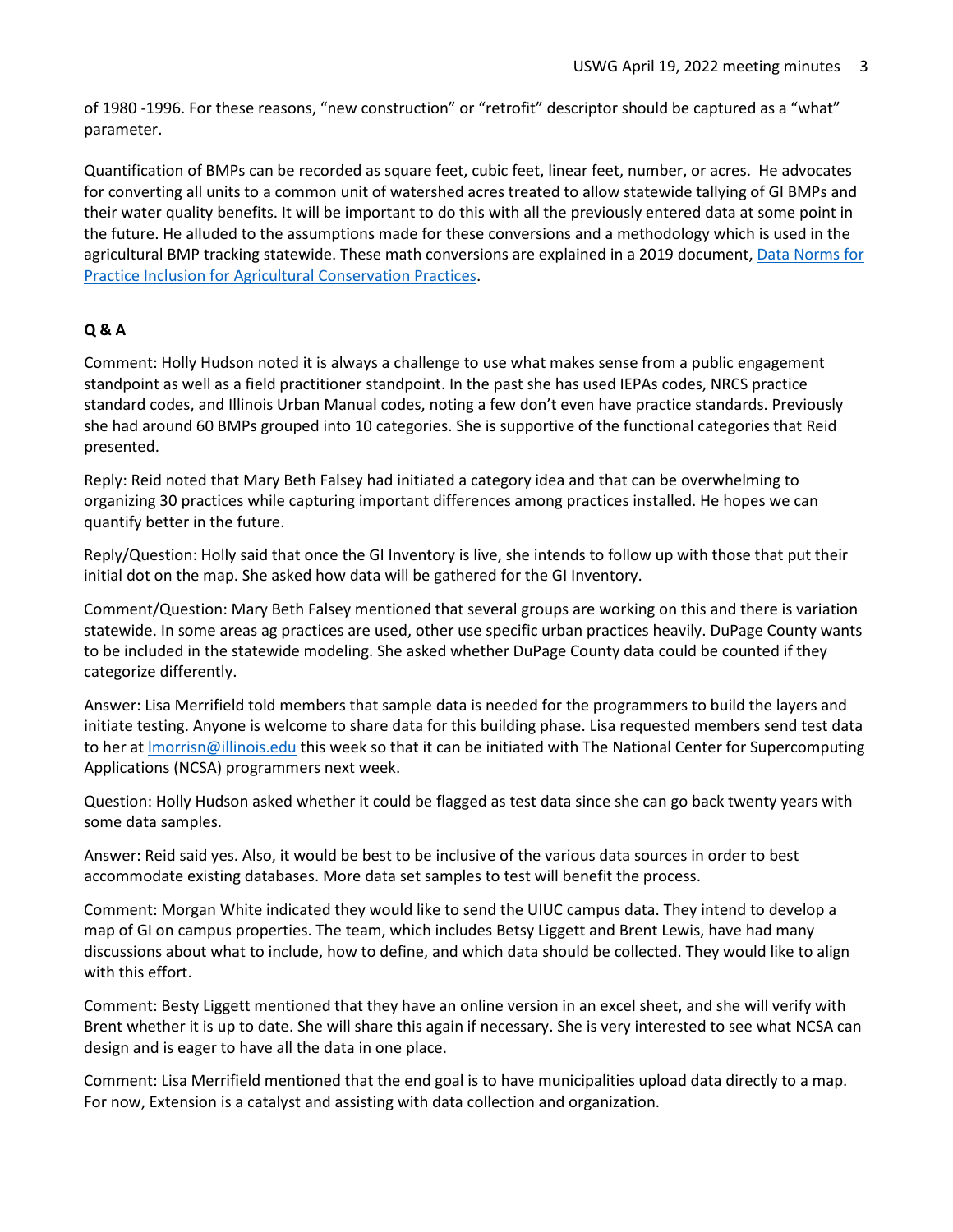of 1980 -1996. For these reasons, "new construction" or "retrofit" descriptor should be captured as a "what" parameter.

Quantification of BMPs can be recorded as square feet, cubic feet, linear feet, number, or acres. He advocates for converting all units to a common unit of watershed acres treated to allow statewide tallying of GI BMPs and their water quality benefits. It will be important to do this with all the previously entered data at some point in the future. He alluded to the assumptions made for these conversions and a methodology which is used in the agricultural BMP tracking statewide. These math conversions are explained in a 2019 document, [Data Norms for Practice Inclusion for Agricultural Conservation Practices](#).

**Q & A**

Comment: Holly Hudson noted it is always a challenge to use what makes sense from a public engagement standpoint as well as a field practitioner standpoint. In the past she has used IEPAs codes, NRCS practice standard codes, and Illinois Urban Manual codes, noting a few don't even have practice standards. Previously she had around 60 BMPs grouped into 10 categories. She is supportive of the functional categories that Reid presented.

Reply: Reid noted that Mary Beth Falsey had initiated a category idea and that can be overwhelming to organizing 30 practices while capturing important differences among practices installed. He hopes we can quantify better in the future.

Reply/Question: Holly said that once the GI Inventory is live, she intends to follow up with those that put their initial dot on the map. She asked how data will be gathered for the GI Inventory.

Comment/Question: Mary Beth Falsey mentioned that several groups are working on this and there is variation statewide. In some areas ag practices are used, other use specific urban practices heavily. DuPage County wants to be included in the statewide modeling. She asked whether DuPage County data could be counted if they categorize differently.

Answer: Lisa Merrifield told members that sample data is needed for the programmers to build the layers and initiate testing. Anyone is welcome to share data for this building phase. Lisa requested members send test data to her at [lmorrisn@illinois.edu](mailto:lmorrisn@illinois.edu) this week so that it can be initiated with The National Center for Supercomputing Applications (NCSA) programmers next week.

Question: Holly Hudson asked whether it could be flagged as test data since she can go back twenty years with some data samples.

Answer: Reid said yes. Also, it would be best to be inclusive of the various data sources in order to best accommodate existing databases. More data set samples to test will benefit the process.

Comment: Morgan White indicated they would like to send the UIUC campus data. They intend to develop a map of GI on campus properties. The team, which includes Betsy Liggett and Brent Lewis, have had many discussions about what to include, how to define, and which data should be collected. They would like to align with this effort.

Comment: Besty Liggett mentioned that they have an online version in an excel sheet, and she will verify with Brent whether it is up to date. She will share this again if necessary. She is very interested to see what NCSA can design and is eager to have all the data in one place.

Comment: Lisa Merrifield mentioned that the end goal is to have municipalities upload data directly to a map. For now, Extension is a catalyst and assisting with data collection and organization.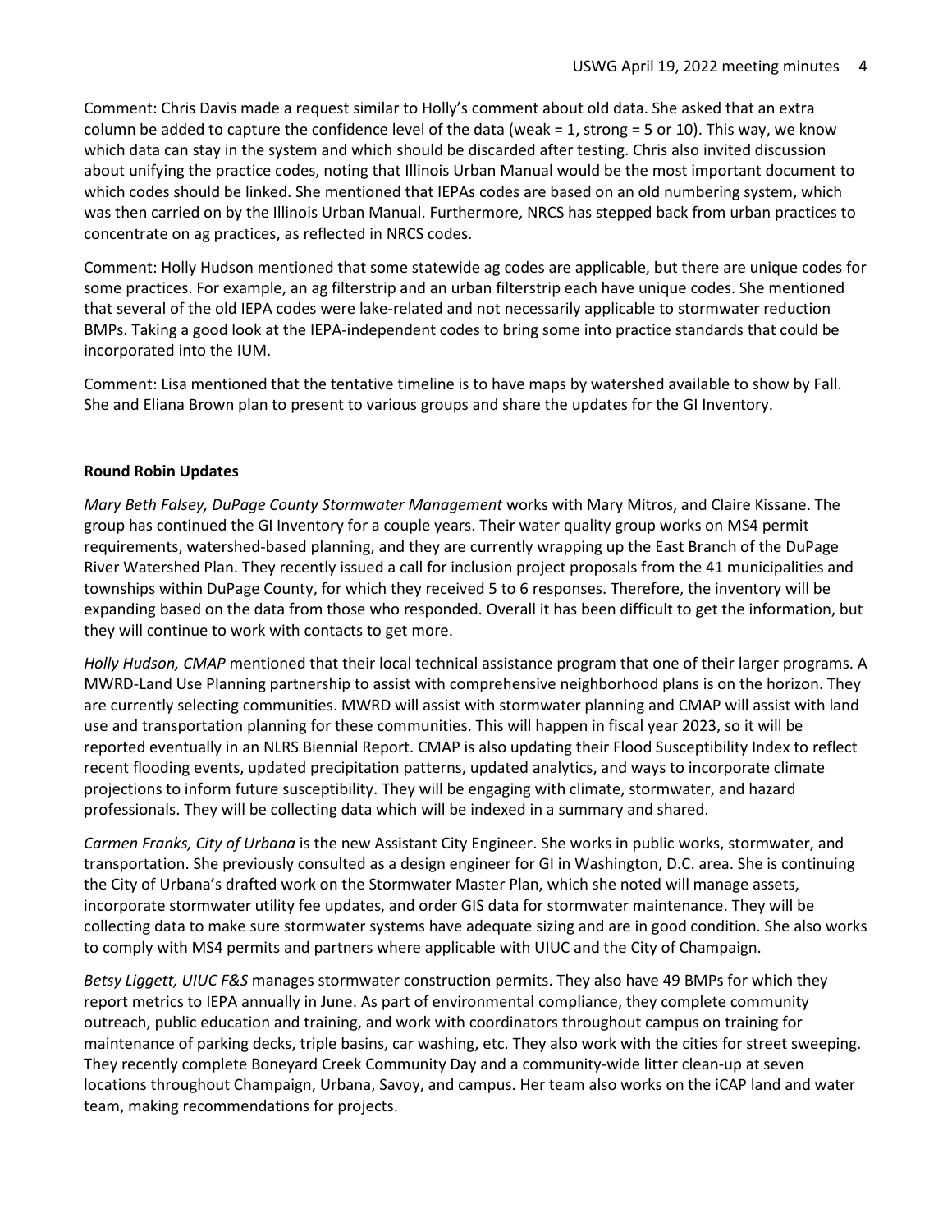Comment: Chris Davis made a request similar to Holly's comment about old data. She asked that an extra column be added to capture the confidence level of the data (weak = 1, strong = 5 or 10). This way, we know which data can stay in the system and which should be discarded after testing. Chris also invited discussion about unifying the practice codes, noting that Illinois Urban Manual would be the most important document to which codes should be linked. She mentioned that IEPAs codes are based on an old numbering system, which was then carried on by the Illinois Urban Manual. Furthermore, NRCS has stepped back from urban practices to concentrate on ag practices, as reflected in NRCS codes.

Comment: Holly Hudson mentioned that some statewide ag codes are applicable, but there are unique codes for some practices. For example, an ag filterstrip and an urban filterstrip each have unique codes. She mentioned that several of the old IEPA codes were lake-related and not necessarily applicable to stormwater reduction BMPs. Taking a good look at the IEPA-independent codes to bring some into practice standards that could be incorporated into the IUM.

Comment: Lisa mentioned that the tentative timeline is to have maps by watershed available to show by Fall. She and Eliana Brown plan to present to various groups and share the updates for the GI Inventory.

**Round Robin Updates**

*Mary Beth Falsey, DuPage County Stormwater Management* works with Mary Mitros, and Claire Kissane. The group has continued the GI Inventory for a couple years. Their water quality group works on MS4 permit requirements, watershed-based planning, and they are currently wrapping up the East Branch of the DuPage River Watershed Plan. They recently issued a call for inclusion project proposals from the 41 municipalities and townships within DuPage County, for which they received 5 to 6 responses. Therefore, the inventory will be expanding based on the data from those who responded. Overall it has been difficult to get the information, but they will continue to work with contacts to get more.

*Holly Hudson, CMAP* mentioned that their local technical assistance program that one of their larger programs. A MWRD-Land Use Planning partnership to assist with comprehensive neighborhood plans is on the horizon. They are currently selecting communities. MWRD will assist with stormwater planning and CMAP will assist with land use and transportation planning for these communities. This will happen in fiscal year 2023, so it will be reported eventually in an NLRS Biennial Report. CMAP is also updating their Flood Susceptibility Index to reflect recent flooding events, updated precipitation patterns, updated analytics, and ways to incorporate climate projections to inform future susceptibility. They will be engaging with climate, stormwater, and hazard professionals. They will be collecting data which will be indexed in a summary and shared.

*Carmen Franks, City of Urbana* is the new Assistant City Engineer. She works in public works, stormwater, and transportation. She previously consulted as a design engineer for GI in Washington, D.C. area. She is continuing the City of Urbana's drafted work on the Stormwater Master Plan, which she noted will manage assets, incorporate stormwater utility fee updates, and order GIS data for stormwater maintenance. They will be collecting data to make sure stormwater systems have adequate sizing and are in good condition. She also works to comply with MS4 permits and partners where applicable with UIUC and the City of Champaign.

*Betsy Liggett, UIUC F&S* manages stormwater construction permits. They also have 49 BMPs for which they report metrics to IEPA annually in June. As part of environmental compliance, they complete community outreach, public education and training, and work with coordinators throughout campus on training for maintenance of parking decks, triple basins, car washing, etc. They also work with the cities for street sweeping. They recently complete Boneyard Creek Community Day and a community-wide litter clean-up at seven locations throughout Champaign, Urbana, Savoy, and campus. Her team also works on the iCAP land and water team, making recommendations for projects.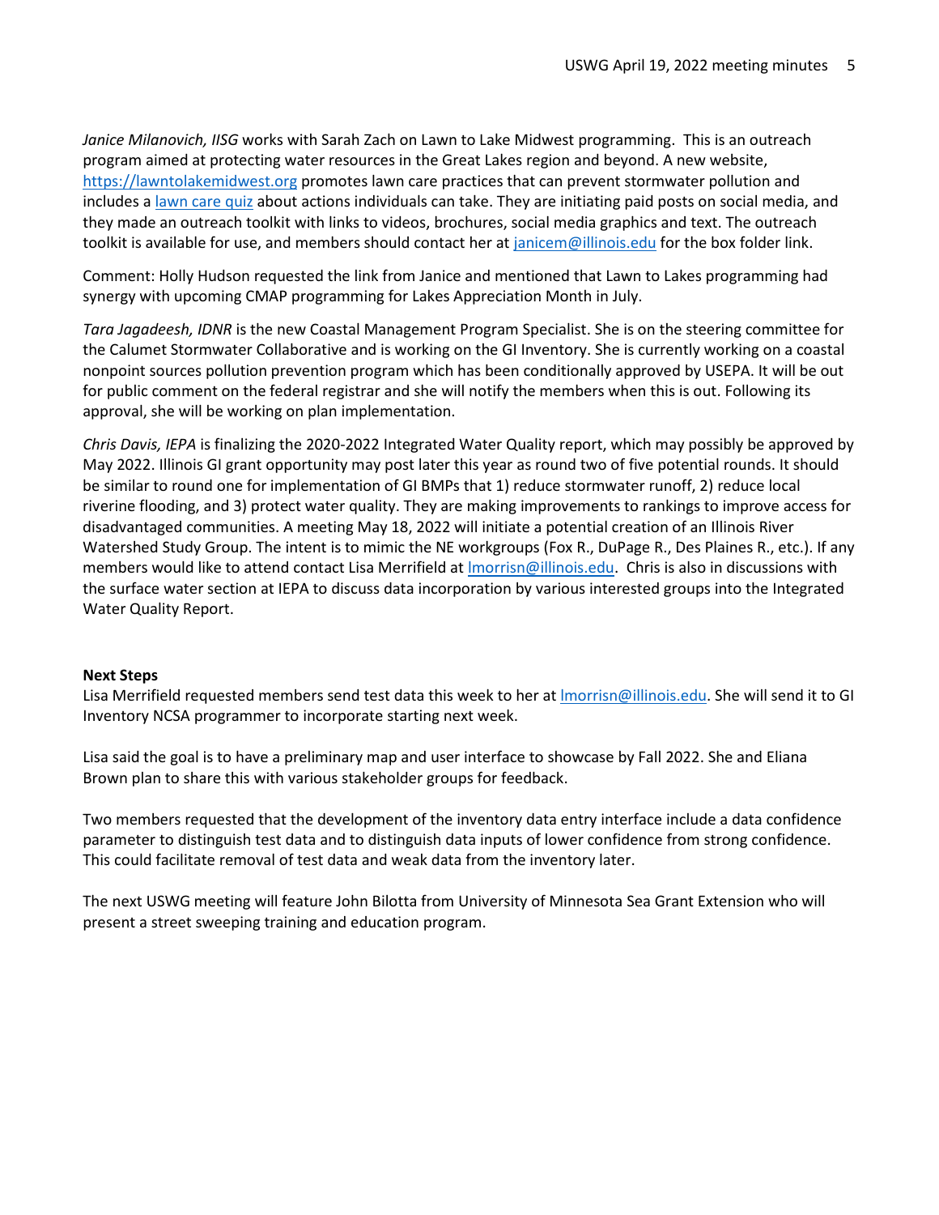*Janice Milanovich, IISG* works with Sarah Zach on Lawn to Lake Midwest programming. This is an outreach program aimed at protecting water resources in the Great Lakes region and beyond. A new website, https://lawntolakemidwest.org promotes lawn care practices that can prevent stormwater pollution and includes a lawn care quiz about actions individuals can take. They are initiating paid posts on social media, and they made an outreach toolkit with links to videos, brochures, social media graphics and text. The outreach toolkit is available for use, and members should contact her at janicem@illinois.edu for the box folder link.

Comment: Holly Hudson requested the link from Janice and mentioned that Lawn to Lakes programming had synergy with upcoming CMAP programming for Lakes Appreciation Month in July.

*Tara Jagadeesh, IDNR* is the new Coastal Management Program Specialist. She is on the steering committee for the Calumet Stormwater Collaborative and is working on the GI Inventory. She is currently working on a coastal nonpoint sources pollution prevention program which has been conditionally approved by USEPA. It will be out for public comment on the federal registrar and she will notify the members when this is out. Following its approval, she will be working on plan implementation.

*Chris Davis, IEPA* is finalizing the 2020-2022 Integrated Water Quality report, which may possibly be approved by May 2022. Illinois GI grant opportunity may post later this year as round two of five potential rounds. It should be similar to round one for implementation of GI BMPs that 1) reduce stormwater runoff, 2) reduce local riverine flooding, and 3) protect water quality. They are making improvements to rankings to improve access for disadvantaged communities. A meeting May 18, 2022 will initiate a potential creation of an Illinois River Watershed Study Group. The intent is to mimic the NE workgroups (Fox R., DuPage R., Des Plaines R., etc.). If any members would like to attend contact Lisa Merrifield at lmorrisn@illinois.edu. Chris is also in discussions with the surface water section at IEPA to discuss data incorporation by various interested groups into the Integrated Water Quality Report.

**Next Steps**

Lisa Merrifield requested members send test data this week to her at lmorrisn@illinois.edu. She will send it to GI Inventory NCSA programmer to incorporate starting next week.

Lisa said the goal is to have a preliminary map and user interface to showcase by Fall 2022. She and Eliana Brown plan to share this with various stakeholder groups for feedback.

Two members requested that the development of the inventory data entry interface include a data confidence parameter to distinguish test data and to distinguish data inputs of lower confidence from strong confidence. This could facilitate removal of test data and weak data from the inventory later.

The next USWG meeting will feature John Bilotta from University of Minnesota Sea Grant Extension who will present a street sweeping training and education program.